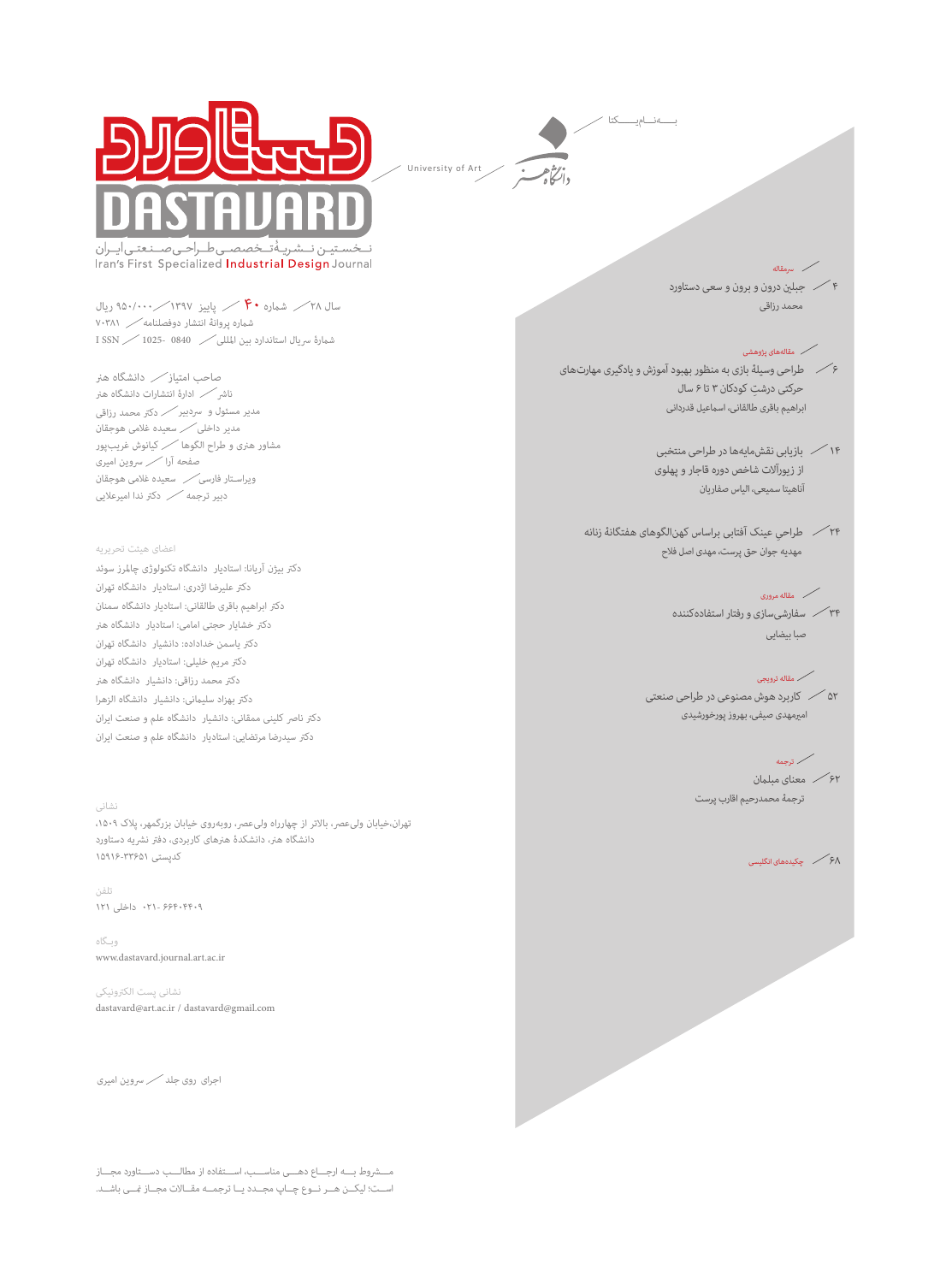# دستاورد

# DASTAVARD

نخستین نشریهٔ تخصصی طراحی صنعتی ایران

Iran's First Specialized Industrial Design Journal

University of Art

دانشگاه هنر

به‌نام‌یکتا

سال ۲۸ / شماره ۴۰ / پاییز ۱۳۹۷ / ۹۵۰/۰۰۰ ریال

شماره پروانهٔ انتشار دوفصلنامه / ۷۰۳۸۱

شمارهٔ سریال استاندارد بین المللی / 0840 -1025 / I SSN

صاحب امتیاز / دانشگاه هنر

ناشر / ادارهٔ انتشارات دانشگاه هنر

مدیر مسئول و سردبیر / دکتر محمد رزاقی

مدیر داخلی / سعیده غلامی هوجقان

مشاور هنری و طراح الگوها / کیانوش غریب‌پور

صفحه آرا / سروین امیری

ویراستار فارسی / سعیده غلامی هوجقان

دبیر ترجمه / دکتر ندا امیرعلایی

اعضای هیئت تحریریه

دکتر بیژن آریانا: استادیار دانشگاه تکنولوژی چالمرز سوئد

دکتر علیرضا اژدری: استادیار دانشگاه تهران

دکتر ابراهیم باقری طالقانی: استادیار دانشگاه سمنان

دکتر خشایار حجتی امامی: استادیار دانشگاه هنر

دکتر یاسمن خداداده: دانشیار دانشگاه تهران

دکتر مریم خلیلی: استادیار دانشگاه تهران

دکتر محمد رزاقی: دانشیار دانشگاه هنر

دکتر بهزاد سلیمانی: دانشیار دانشگاه الزهرا

دکتر ناصر کلینی ممقانی: دانشیار دانشگاه علم و صنعت ایران

دکتر سیدرضا مرتضایی: استادیار دانشگاه علم و صنعت ایران

نشانی

تهران، خیابان ولی‌عصر، بالاتر از چهارراه ولی‌عصر، روبه‌روی خیابان بزرگمهر، پلاک ۱۵۰۹، دانشگاه هنر، دانشکدهٔ هنرهای کاربردی، دفتر نشریه دستاورد

کدپستی ۳۳۶۵۱-۱۵۹۱۶

تلفن

۶۶۴۰۴۴۰۹ -۰۲۱ داخلی ۱۲۱

وبگاه

www.dastavard.journal.art.ac.ir

نشانی پست الکترونیکی

dastavard@art.ac.ir / dastavard@gmail.com

اجرای روی جلد / سروین امیری

مشروط به ارجاع دهی مناسب، استفاده از مطالب دستاورد مجاز است؛ لیکن هر نوع چاپ مجدد یا ترجمه مقالات مجاز نمی باشد.

---

سرمقاله

۴ / جبلین درون و برون و سعی دستاورد
محمد رزاقی

مقاله‌های پژوهشی

۶ / طراحی وسیلهٔ بازی به منظور بهبود آموزش و یادگیری مهارت‌های حرکتی درشت کودکان ۳ تا ۶ سال
ابراهیم باقری طالقانی، اسماعیل قدردانی

۱۴ / بازیابی نقش‌مایه‌ها در طراحی منتخبی از زیورآلات شاخص دوره قاجار و پهلوی
آناهیتا سمیعی، الیاس صفاریان

۲۴ / طراحی عینک آفتابی براساس کهن‌الگوهای هفتگانهٔ زنانه
مهدیه جوان حق پرست، مهدی اصل فلاح

مقاله مروری

۳۴ / سفارشی‌سازی و رفتار استفاده‌کننده
صبا بیضایی

مقاله ترویجی

۵۲ / کاربرد هوش مصنوعی در طراحی صنعتی
امیرمهدی صیفی، بهروز پورخورشیدی

ترجمه

۶۲ / معنای مبلمان
ترجمهٔ محمدرحیم اقارب پرست

۶۸ / چکیده‌های انگلیسی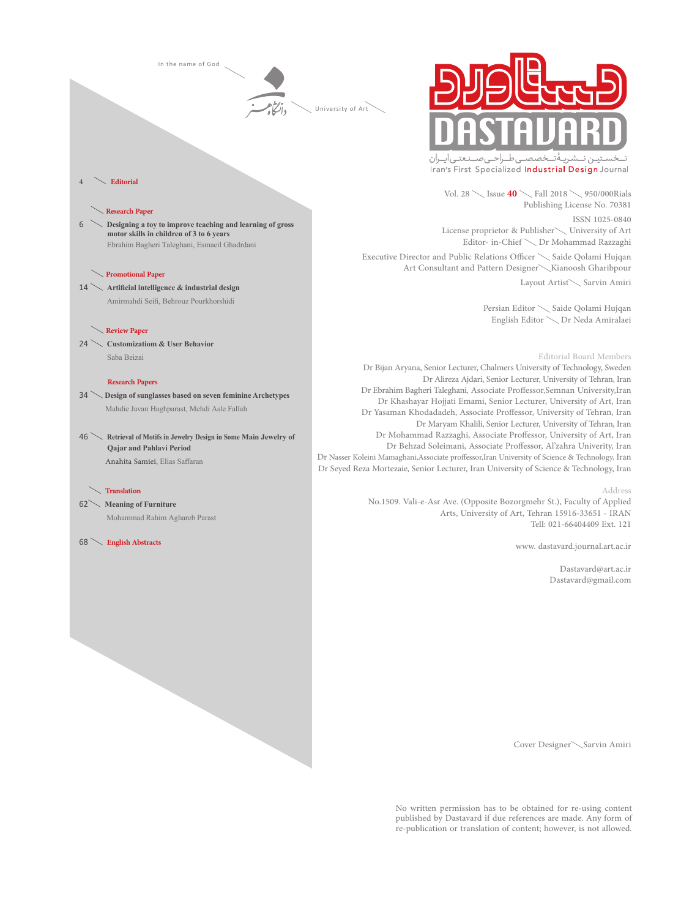In the name of God

University of Art

# DASTAVARD

نـخستیـن نـشریـۀ تـخصصـی طـراحـی صـنعتـی ایـران

Iran's First Specialized Industrial Design Journal

Vol. 28 ╲ Issue **40** ╲ Fall 2018 ╲ 950/000Rials
Publishing License No. 70381

ISSN 1025-0840

License proprietor & Publisher ╲ University of Art
Editor- in-Chief ╲ Dr Mohammad Razzaghi

Executive Director and Public Relations Officer ╲ Saide Qolami Hujqan
Art Consultant and Pattern Designer ╲ Kianoosh Gharibpour

Layout Artist ╲ Sarvin Amiri

Persian Editor ╲ Saide Qolami Hujqan
English Editor ╲ Dr Neda Amiralaei

### Editorial Board Members

Dr Bijan Aryana, Senior Lecturer, Chalmers University of Technology, Sweden
Dr Alireza Ajdari, Senior Lecturer, University of Tehran, Iran
Dr Ebrahim Bagheri Taleghani, Associate Proffessor,Semnan University,Iran
Dr Khashayar Hojjati Emami, Senior Lecturer, University of Art, Iran
Dr Yasaman Khodadadeh, Associate Proffessor, University of Tehran, Iran
Dr Maryam Khalili, Senior Lecturer, University of Tehran, Iran
Dr Mohammad Razzaghi, Associate Proffessor, University of Art, Iran
Dr Behzad Soleimani, Associate Proffessor, Al'zahra Univerity, Iran
Dr Nasser Koleini Mamaghani,Associate proffessor,Iran University of Science & Technology, Iran
Dr Seyed Reza Mortezaie, Senior Lecturer, Iran University of Science & Technology, Iran

### Address

No.1509. Vali-e-Asr Ave. (Opposite Bozorgmehr St.), Faculty of Applied Arts, University of Art, Tehran 15916-33651 - IRAN
Tell: 021-66404409 Ext. 121

www. dastavard.journal.art.ac.ir

Dastavard@art.ac.ir
Dastavard@gmail.com

Cover Designer ╲ Sarvin Amiri

No written permission has to be obtained for re-using content published by Dastavard if due references are made. Any form of re-publication or translation of content; however, is not allowed.

---

4 ╲ **Editorial**

**Research Paper**

6 ╲ **Designing a toy to improve teaching and learning of gross motor skills in children of 3 to 6 years**
Ebrahim Bagheri Taleghani, Esmaeil Ghadrdani

**Promotional Paper**

14 ╲ **Artificial intelligence & industrial design**
Amirmahdi Seifi, Behrouz Pourkhorshidi

**Review Paper**

24 ╲ **Customizatiom & User Behavior**
Saba Beizai

**Research Papers**

34 ╲ **Design of sunglasses based on seven feminine Archetypes**
Mahdie Javan Haghparast, Mehdi Asle Fallah

46 ╲ **Retrieval of Motifs in Jewelry Design in Some Main Jewelry of Qajar and Pahlavi Period**
Anahita Samiei, Elias Saffaran

**Translation**

62 ╲ **Meaning of Furniture**
Mohammad Rahim Aghareb Parast

68 ╲ **English Abstracts**